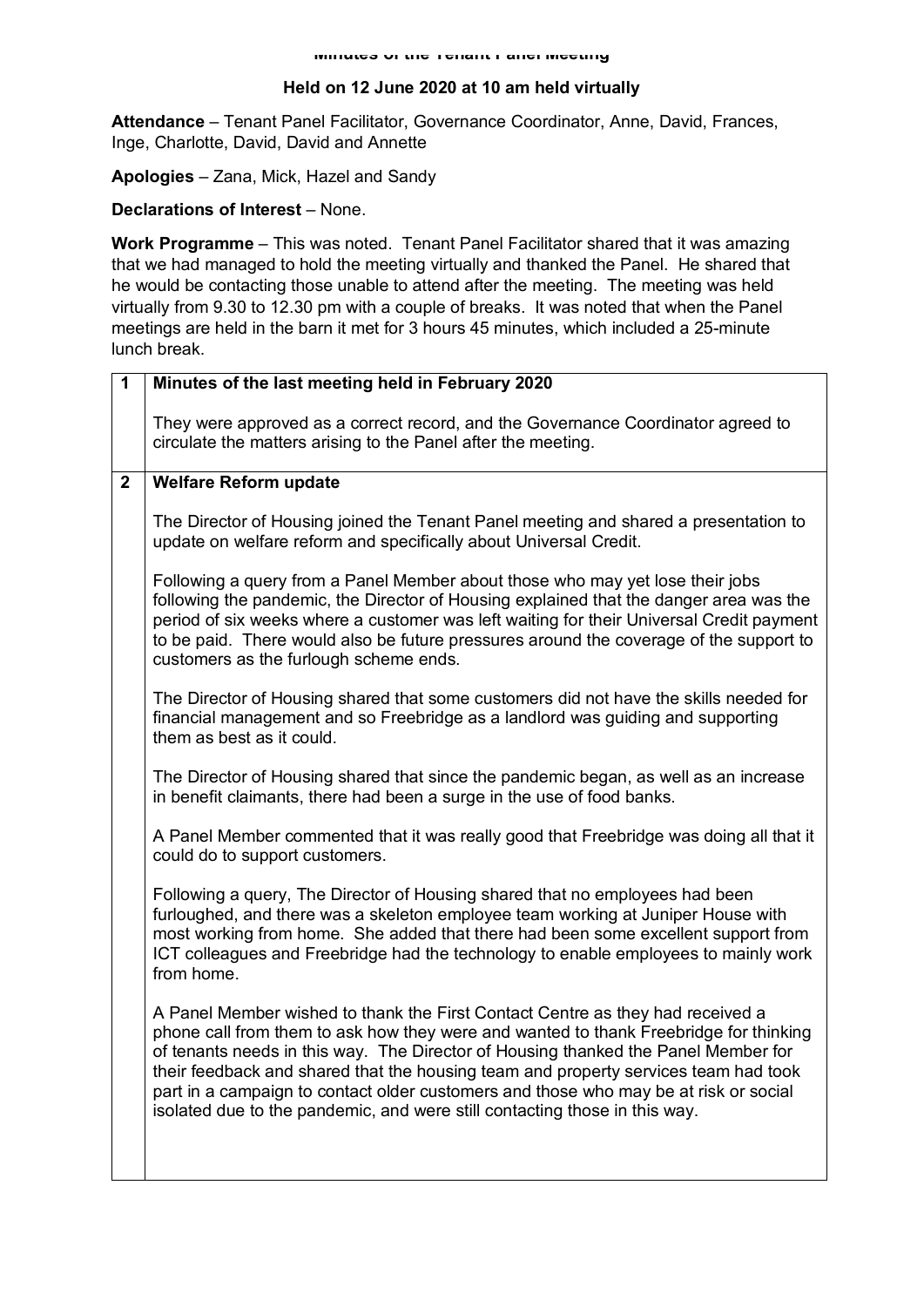# Minutes of the Tenant Panel Meeting

**Held on 12 June 2020 at 10 am held virtually**

**Attendance** – Tenant Panel Facilitator, Governance Coordinator, Anne, David, Frances, Inge, Charlotte, David, David and Annette

**Apologies** – Zana, Mick, Hazel and Sandy

**Declarations of Interest** – None.

**Work Programme** – This was noted. Tenant Panel Facilitator shared that it was amazing that we had managed to hold the meeting virtually and thanked the Panel. He shared that he would be contacting those unable to attend after the meeting. The meeting was held virtually from 9.30 to 12.30 pm with a couple of breaks. It was noted that when the Panel meetings are held in the barn it met for 3 hours 45 minutes, which included a 25-minute lunch break.

| | |
|---|---|
| **1** | **Minutes of the last meeting held in February 2020** |
| | They were approved as a correct record, and the Governance Coordinator agreed to circulate the matters arising to the Panel after the meeting. |
| **2** | **Welfare Reform update** |
| | The Director of Housing joined the Tenant Panel meeting and shared a presentation to update on welfare reform and specifically about Universal Credit. <br><br> Following a query from a Panel Member about those who may yet lose their jobs following the pandemic, the Director of Housing explained that the danger area was the period of six weeks where a customer was left waiting for their Universal Credit payment to be paid. There would also be future pressures around the coverage of the support to customers as the furlough scheme ends. <br><br> The Director of Housing shared that some customers did not have the skills needed for financial management and so Freebridge as a landlord was guiding and supporting them as best as it could. <br><br> The Director of Housing shared that since the pandemic began, as well as an increase in benefit claimants, there had been a surge in the use of food banks. <br><br> A Panel Member commented that it was really good that Freebridge was doing all that it could do to support customers. <br><br> Following a query, The Director of Housing shared that no employees had been furloughed, and there was a skeleton employee team working at Juniper House with most working from home. She added that there had been some excellent support from ICT colleagues and Freebridge had the technology to enable employees to mainly work from home. <br><br> A Panel Member wished to thank the First Contact Centre as they had received a phone call from them to ask how they were and wanted to thank Freebridge for thinking of tenants needs in this way. The Director of Housing thanked the Panel Member for their feedback and shared that the housing team and property services team had took part in a campaign to contact older customers and those who may be at risk or social isolated due to the pandemic, and were still contacting those in this way. |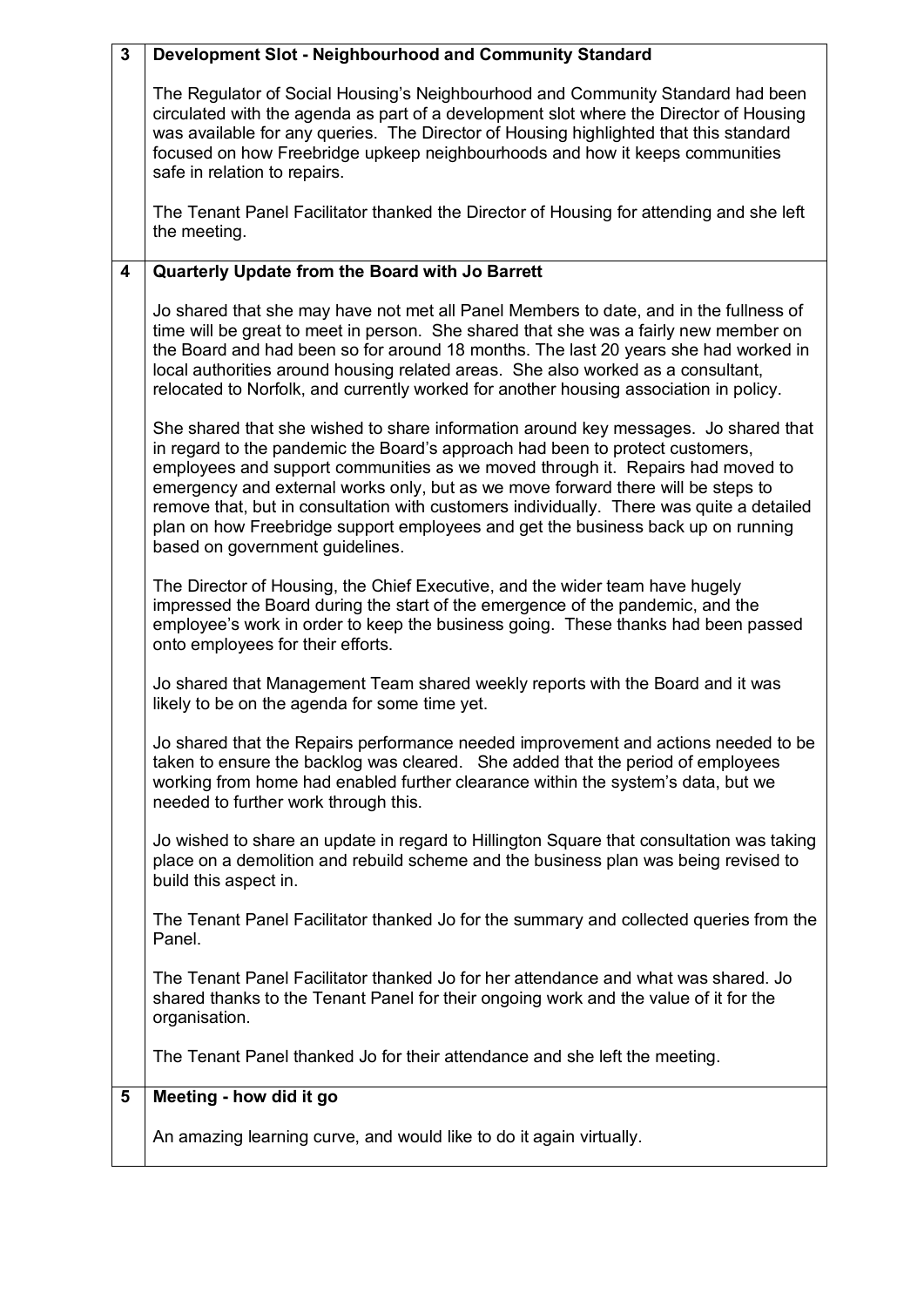| | |
|---|---|
| **3** | **Development Slot - Neighbourhood and Community Standard**<br><br>The Regulator of Social Housing's Neighbourhood and Community Standard had been circulated with the agenda as part of a development slot where the Director of Housing was available for any queries. The Director of Housing highlighted that this standard focused on how Freebridge upkeep neighbourhoods and how it keeps communities safe in relation to repairs.<br><br>The Tenant Panel Facilitator thanked the Director of Housing for attending and she left the meeting. |
| **4** | **Quarterly Update from the Board with Jo Barrett**<br><br>Jo shared that she may have not met all Panel Members to date, and in the fullness of time will be great to meet in person. She shared that she was a fairly new member on the Board and had been so for around 18 months. The last 20 years she had worked in local authorities around housing related areas. She also worked as a consultant, relocated to Norfolk, and currently worked for another housing association in policy.<br><br>She shared that she wished to share information around key messages. Jo shared that in regard to the pandemic the Board's approach had been to protect customers, employees and support communities as we moved through it. Repairs had moved to emergency and external works only, but as we move forward there will be steps to remove that, but in consultation with customers individually. There was quite a detailed plan on how Freebridge support employees and get the business back up on running based on government guidelines.<br><br>The Director of Housing, the Chief Executive, and the wider team have hugely impressed the Board during the start of the emergence of the pandemic, and the employee's work in order to keep the business going. These thanks had been passed onto employees for their efforts.<br><br>Jo shared that Management Team shared weekly reports with the Board and it was likely to be on the agenda for some time yet.<br><br>Jo shared that the Repairs performance needed improvement and actions needed to be taken to ensure the backlog was cleared. She added that the period of employees working from home had enabled further clearance within the system's data, but we needed to further work through this.<br><br>Jo wished to share an update in regard to Hillington Square that consultation was taking place on a demolition and rebuild scheme and the business plan was being revised to build this aspect in.<br><br>The Tenant Panel Facilitator thanked Jo for the summary and collected queries from the Panel.<br><br>The Tenant Panel Facilitator thanked Jo for her attendance and what was shared. Jo shared thanks to the Tenant Panel for their ongoing work and the value of it for the organisation.<br><br>The Tenant Panel thanked Jo for their attendance and she left the meeting. |
| **5** | **Meeting - how did it go**<br><br>An amazing learning curve, and would like to do it again virtually. |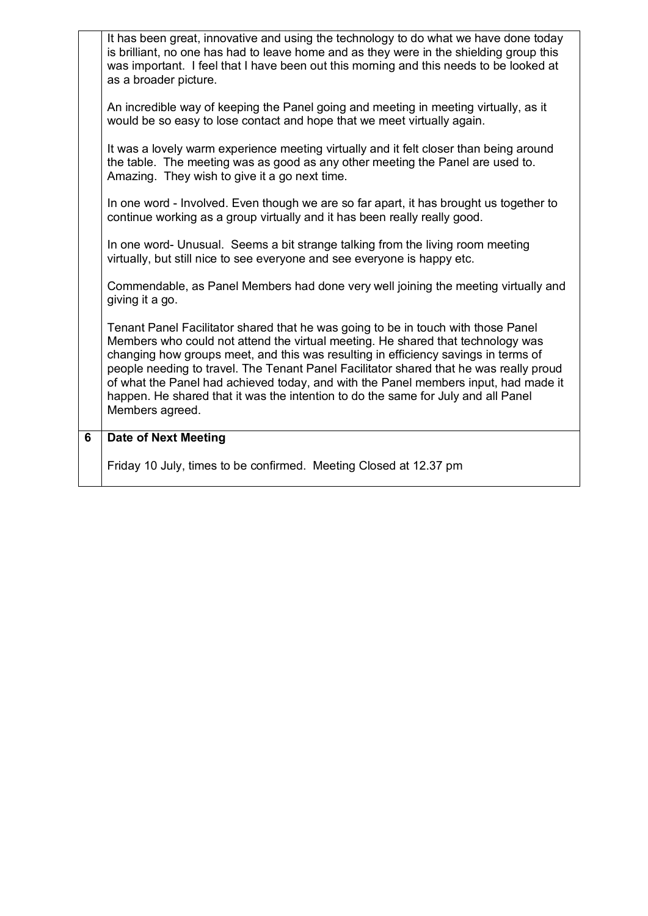| | |
|---|---|
| | It has been great, innovative and using the technology to do what we have done today is brilliant, no one has had to leave home and as they were in the shielding group this was important. I feel that I have been out this morning and this needs to be looked at as a broader picture.<br><br>An incredible way of keeping the Panel going and meeting in meeting virtually, as it would be so easy to lose contact and hope that we meet virtually again.<br><br>It was a lovely warm experience meeting virtually and it felt closer than being around the table. The meeting was as good as any other meeting the Panel are used to. Amazing. They wish to give it a go next time.<br><br>In one word - Involved. Even though we are so far apart, it has brought us together to continue working as a group virtually and it has been really really good.<br><br>In one word- Unusual. Seems a bit strange talking from the living room meeting virtually, but still nice to see everyone and see everyone is happy etc.<br><br>Commendable, as Panel Members had done very well joining the meeting virtually and giving it a go.<br><br>Tenant Panel Facilitator shared that he was going to be in touch with those Panel Members who could not attend the virtual meeting. He shared that technology was changing how groups meet, and this was resulting in efficiency savings in terms of people needing to travel. The Tenant Panel Facilitator shared that he was really proud of what the Panel had achieved today, and with the Panel members input, had made it happen. He shared that it was the intention to do the same for July and all Panel Members agreed. |
| **6** | **Date of Next Meeting**<br><br>Friday 10 July, times to be confirmed. Meeting Closed at 12.37 pm |